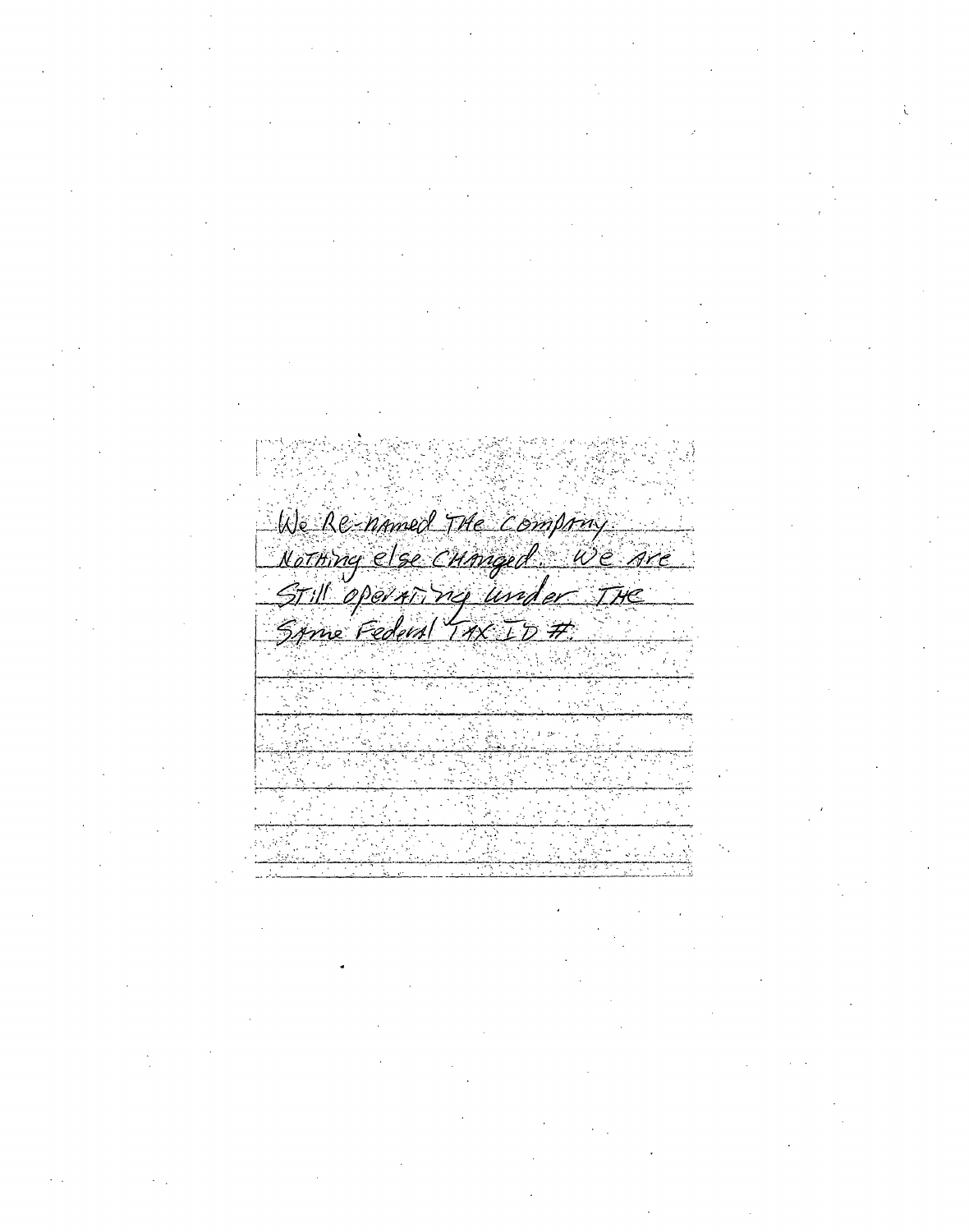We Re-named The company.
Nothing else changed. We are
Still operating under The
Same Federal TAX ID #.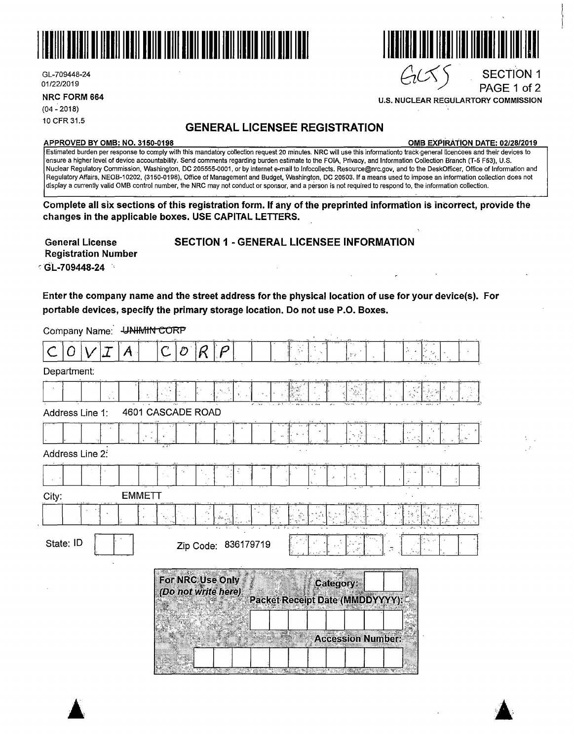GL-709448-24
01/22/2019

**NRC FORM 664**
(04 - 2018)
10 CFR 31.5

GLTS

SECTION 1
PAGE 1 of 2

**U.S. NUCLEAR REGULARTORY COMMISSION**

# GENERAL LICENSEE REGISTRATION

**APPROVED BY OMB: NO. 3150-0198** **OMB EXPIRATION DATE: 02/28/2019**

Estimated burden per response to comply with this mandatory collection request 20 minutes. NRC will use this informationto track general licencees and their devices to ensure a higher level of device accountability. Send comments regarding burden estimate to the FOIA, Privacy, and Information Collection Branch (T-5 F53), U.S. Nuclear Regulatory Commission, Washington, DC 205555-0001, or by internet e-mail to Infocollects. Resource@nrc.gov, and to the DeskOfficer, Office of Information and Regulatory Affairs, NEOB-10202, (3150-0198), Office of Management and Budget, Washington, DC 20503. If a means used to impose an information collection does not display a currently valid OMB control number, the NRC may not conduct or sponsor, and a person is not required to respond to, the information collection.

**Complete all six sections of this registration form. If any of the preprinted information is incorrect, provide the changes in the applicable boxes. USE CAPITAL LETTERS.**

**General License Registration Number**
**GL-709448-24**

## SECTION 1 - GENERAL LICENSEE INFORMATION

**Enter the company name and the street address for the physical location of use for your device(s). For portable devices, specify the primary storage location. Do not use P.O. Boxes.**

Company Name: ~~UNIMIN CORP~~

COVIA CORP

Department:

Address Line 1: 4601 CASCADE ROAD

Address Line 2:

City: EMMETT

State: ID

Zip Code: 836179719

**For NRC Use Only**
*(Do not write here)*

**Category:**

**Packet Receipt Date (MMDDYYYY):**

**Accession Number:**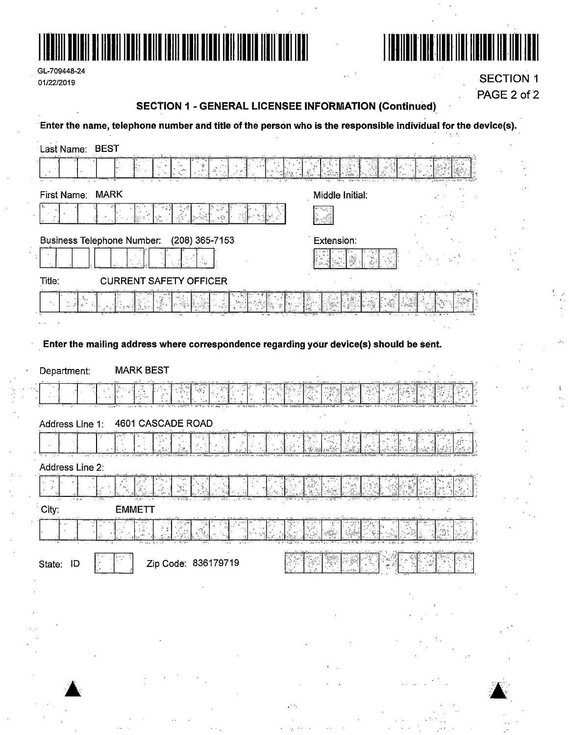GL-709448-24
01/22/2019

SECTION 1

## SECTION 1 - GENERAL LICENSEE INFORMATION (Continued)

**Enter the name, telephone number and title of the person who is the responsible individual for the device(s).**

Last Name: BEST

First Name: MARK

Middle Initial:

Business Telephone Number: (208) 365-7153

Extension:

Title: CURRENT SAFETY OFFICER

**Enter the mailing address where correspondence regarding your device(s) should be sent.**

Department: MARK BEST

Address Line 1: 4601 CASCADE ROAD

Address Line 2:

City: EMMETT

State: ID

Zip Code: 836179719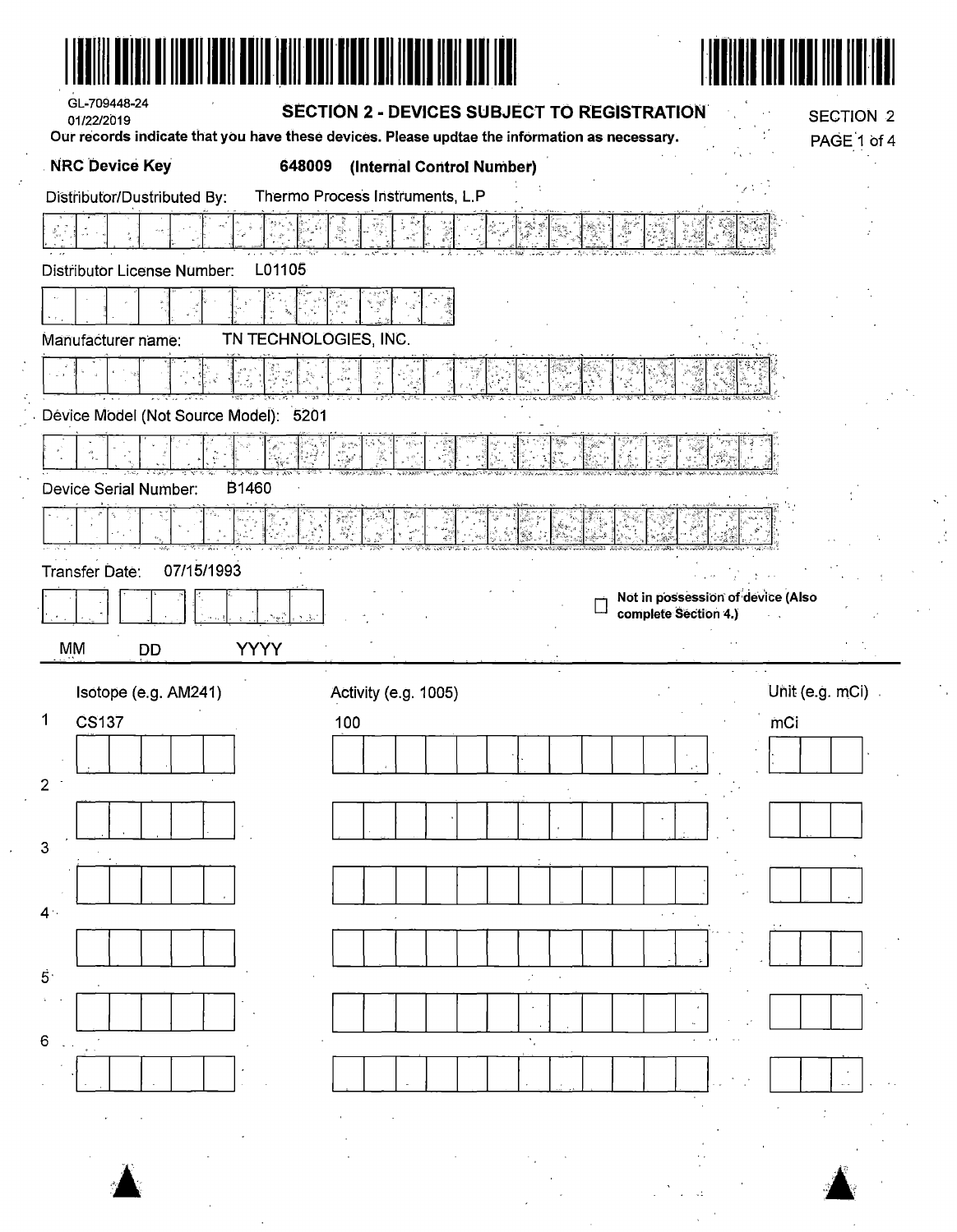GL-709448-24
01/22/2019

## SECTION 2 - DEVICES SUBJECT TO REGISTRATION

SECTION 2
PAGE 1 of 4

**Our records indicate that you have these devices. Please updtae the information as necessary.**

**NRC Device Key** **648009** **(Internal Control Number)**

Distributor/Dustributed By: Thermo Process Instruments, L.P

Distributor License Number: L01105

Manufacturer name: TN TECHNOLOGIES, INC.

Device Model (Not Source Model): 5201

Device Serial Number: B1460

Transfer Date: 07/15/1993

MM DD YYYY

☐ **Not in possession of device (Also complete Section 4.)**

| | Isotope (e.g. AM241) | Activity (e.g. 1005) | Unit (e.g. mCi) |
|---|---|---|---|
| 1 | CS137 | 100 | mCi |
| 2 | | | |
| 3 | | | |
| 4 | | | |
| 5 | | | |
| 6 | | | |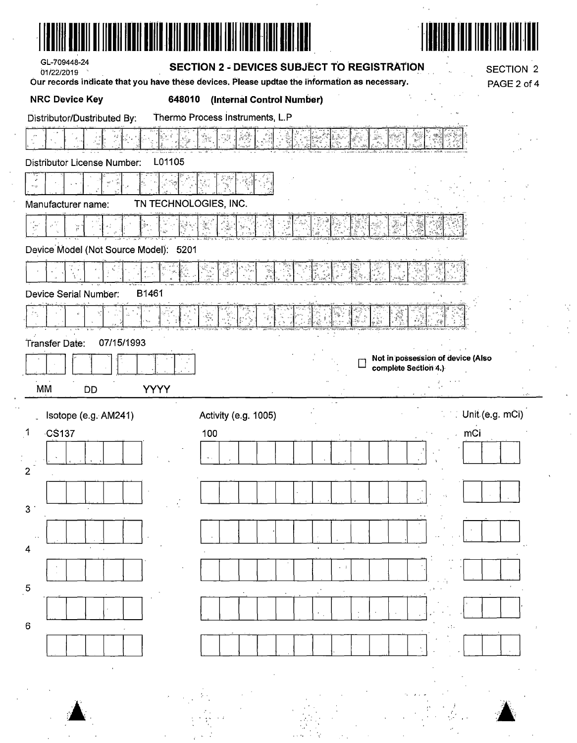GL-709448-24
01/22/2019

## SECTION 2 - DEVICES SUBJECT TO REGISTRATION

SECTION 2

Our records indicate that you have these devices. Please updtae the information as necessary.

**NRC Device Key** **648010** **(Internal Control Number)**

Distributor/Dustributed By: Thermo Process Instruments, L.P

Distributor License Number: L01105

Manufacturer name: TN TECHNOLOGIES, INC.

Device Model (Not Source Model): 5201

Device Serial Number: B1461

Transfer Date: 07/15/1993

MM DD YYYY

☐ **Not in possession of device (Also complete Section 4.)**

| | Isotope (e.g. AM241) | Activity (e.g. 1005) | Unit (e.g. mCi) |
|---|---|---|---|
| 1 | CS137 | 100 | mCi |
| 2 | | | |
| 3 | | | |
| 4 | | | |
| 5 | | | |
| 6 | | | |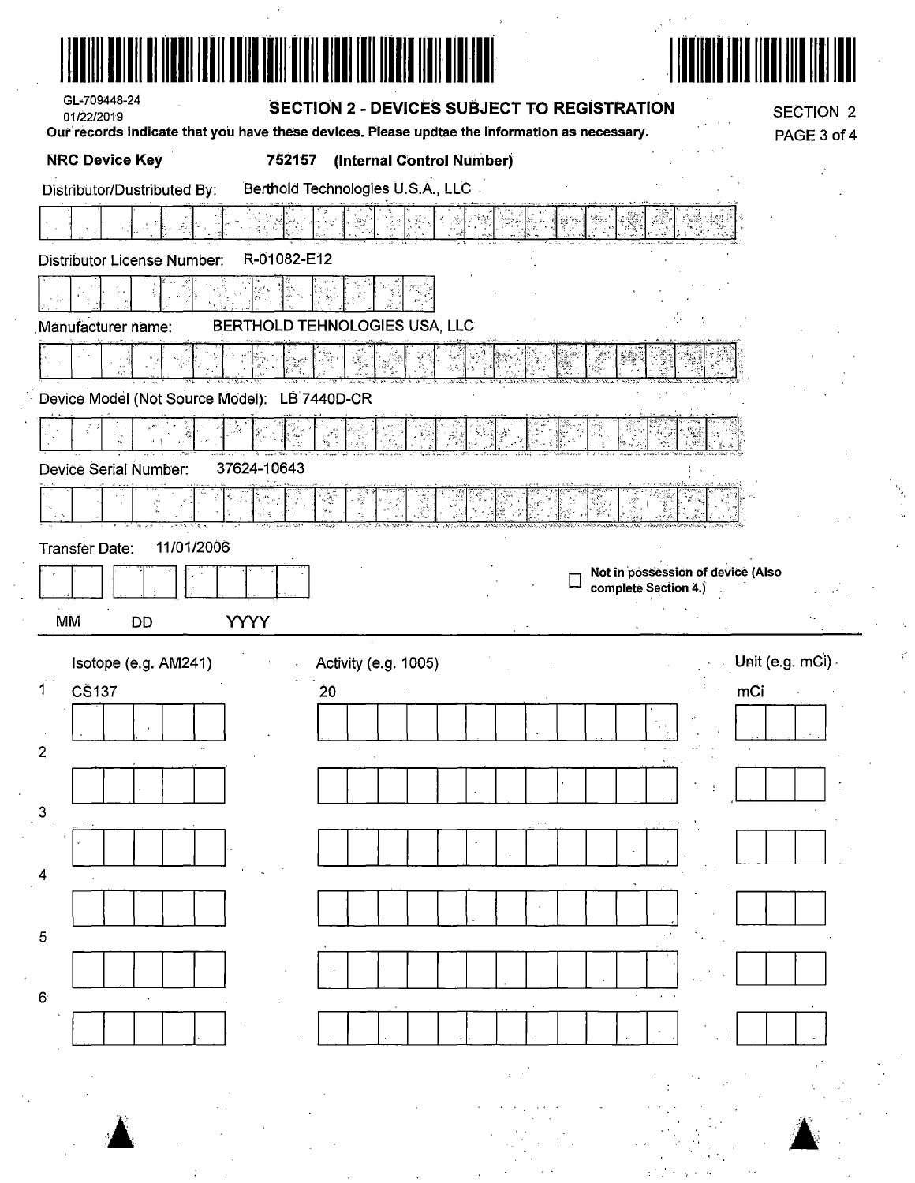GL-709448-24
01/22/2019

## SECTION 2 - DEVICES SUBJECT TO REGISTRATION

SECTION 2

**Our records indicate that you have these devices. Please updtae the information as necessary.**

**NRC Device Key** **752157 (Internal Control Number)**

Distributor/Dustributed By: Berthold Technologies U.S.A., LLC

Distributor License Number: R-01082-E12

Manufacturer name: BERTHOLD TECHNOLOGIES USA, LLC

Device Model (Not Source Model): LB 7440D-CR

Device Serial Number: 37624-10643

Transfer Date: 11/01/2006

MM DD YYYY

☐ **Not in possession of device (Also complete Section 4.)**

| | Isotope (e.g. AM241) | Activity (e.g. 1005) | Unit (e.g. mCi) |
|---|---|---|---|
| 1 | CS137 | 20 | mCi |
| 2 | | | |
| 3 | | | |
| 4 | | | |
| 5 | | | |
| 6 | | | |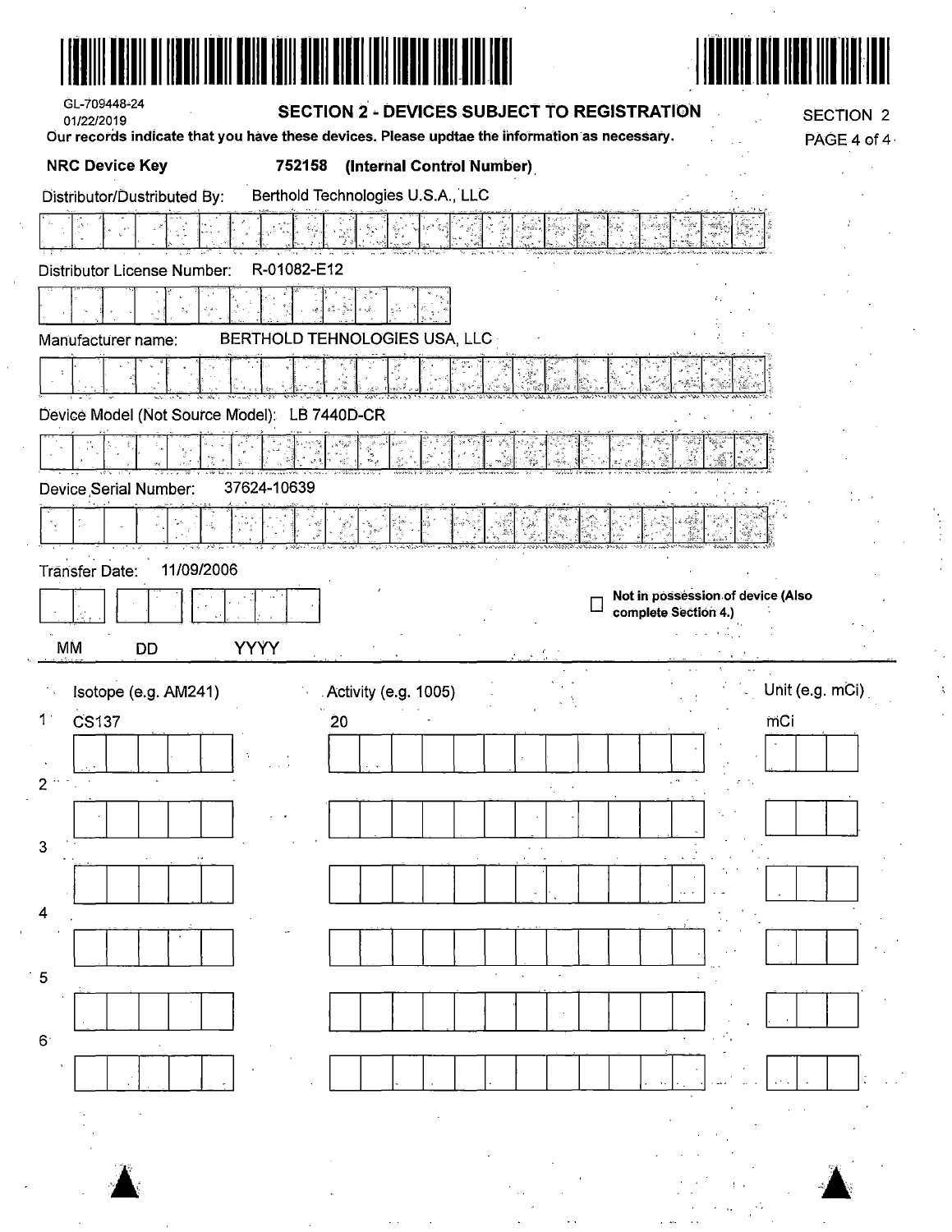GL-709448-24
01/22/2019

## SECTION 2 - DEVICES SUBJECT TO REGISTRATION

SECTION 2

**Our records indicate that you have these devices. Please updtae the information as necessary.**

**NRC Device Key** **752158 (Internal Control Number)**

Distributor/Dustributed By: Berthold Technologies U.S.A., LLC

Distributor License Number: R-01082-E12

Manufacturer name: BERTHOLD TEHNOLOGIES USA, LLC

Device Model (Not Source Model): LB 7440D-CR

Device Serial Number: 37624-10639

Transfer Date: 11/09/2006

MM DD YYYY

☐ **Not in possession of device (Also complete Section 4.)**

| | Isotope (e.g. AM241) | Activity (e.g. 1005) | Unit (e.g. mCi) |
|---|---|---|---|
| 1 | CS137 | 20 | mCi |
| 2 | | | |
| 3 | | | |
| 4 | | | |
| 5 | | | |
| 6 | | | |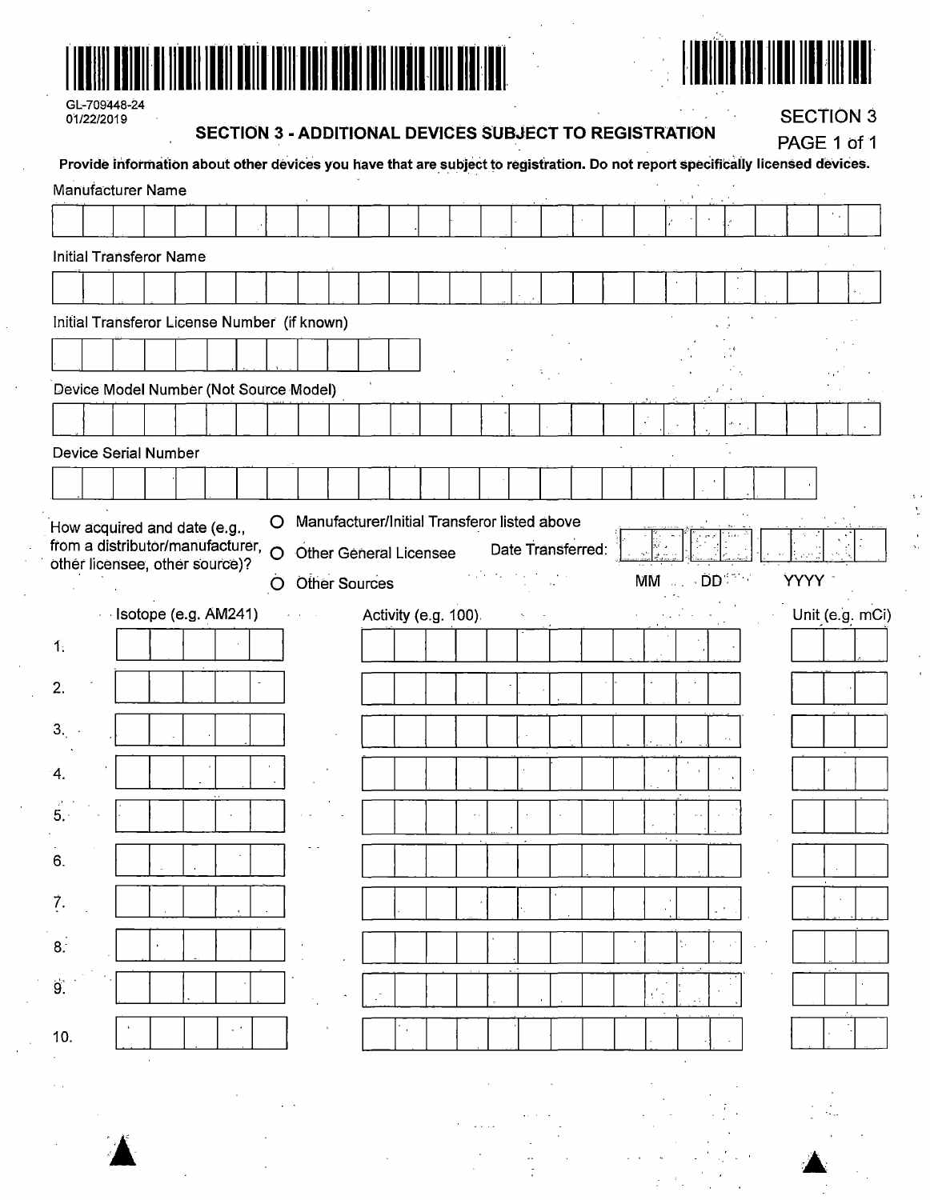GL-709448-24
01/22/2019

## SECTION 3 - ADDITIONAL DEVICES SUBJECT TO REGISTRATION

SECTION 3
PAGE 1 of 1

**Provide information about other devices you have that are subject to registration. Do not report specifically licensed devices.**

Manufacturer Name

Initial Transferor Name

Initial Transferor License Number (if known)

Device Model Number (Not Source Model)

Device Serial Number

How acquired and date (e.g., from a distributor/manufacturer, other licensee, other source)?

- ○ Manufacturer/Initial Transferor listed above
- ○ Other General Licensee
- ○ Other Sources

Date Transferred: MM DD YYYY

| | Isotope (e.g. AM241) | Activity (e.g. 100) | Unit (e.g. mCi) |
|---|---|---|---|
| 1. | | | |
| 2. | | | |
| 3. | | | |
| 4. | | | |
| 5. | | | |
| 6. | | | |
| 7. | | | |
| 8. | | | |
| 9. | | | |
| 10. | | | |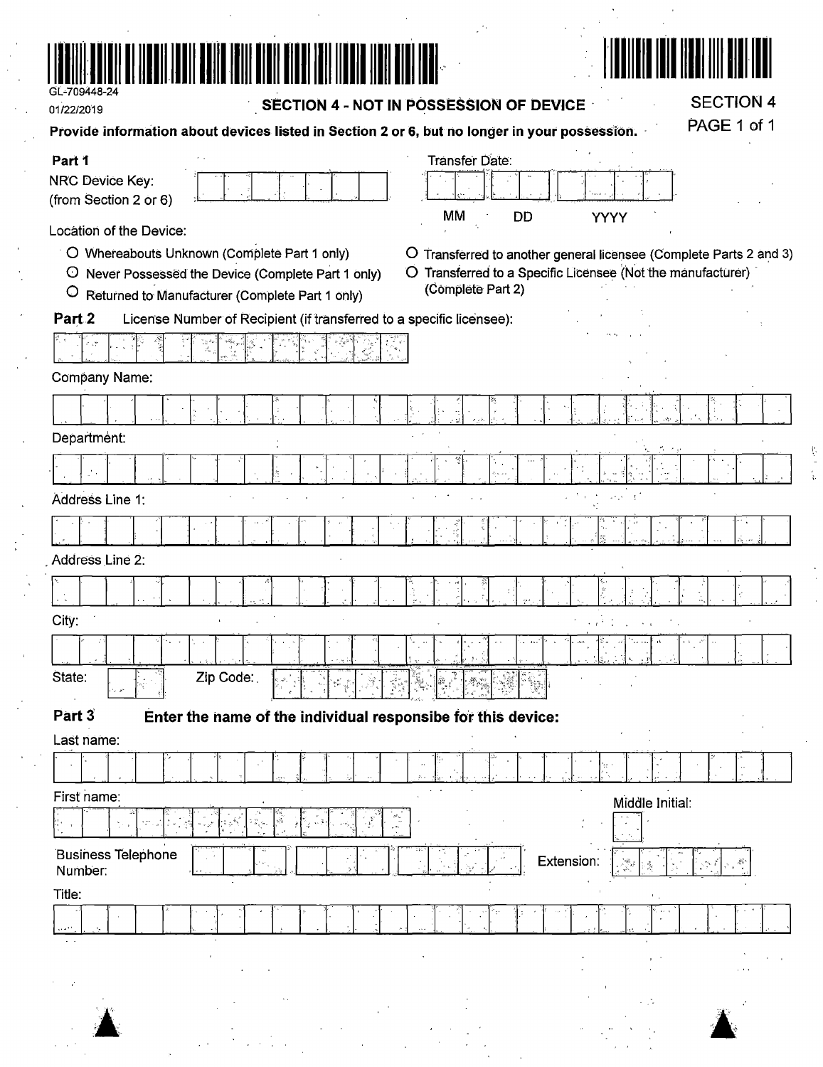GL-709448-24

01/22/2019

## SECTION 4 - NOT IN POSSESSION OF DEVICE

SECTION 4
PAGE 1 of 1

**Provide information about devices listed in Section 2 or 6, but no longer in your possession.**

**Part 1**

NRC Device Key: (from Section 2 or 6)

Transfer Date: MM DD YYYY

Location of the Device:

- O Whereabouts Unknown (Complete Part 1 only)
- O Never Possessed the Device (Complete Part 1 only)
- O Returned to Manufacturer (Complete Part 1 only)
- O Transferred to another general licensee (Complete Parts 2 and 3)
- O Transferred to a Specific Licensee (Not the manufacturer) (Complete Part 2)

**Part 2** License Number of Recipient (if transferred to a specific licensee):

Company Name:

Department:

Address Line 1:

Address Line 2:

City:

State: Zip Code:

**Part 3** **Enter the name of the individual responsibe for this device:**

Last name:

First name:

Middle Initial:

Business Telephone Number:

Extension:

Title: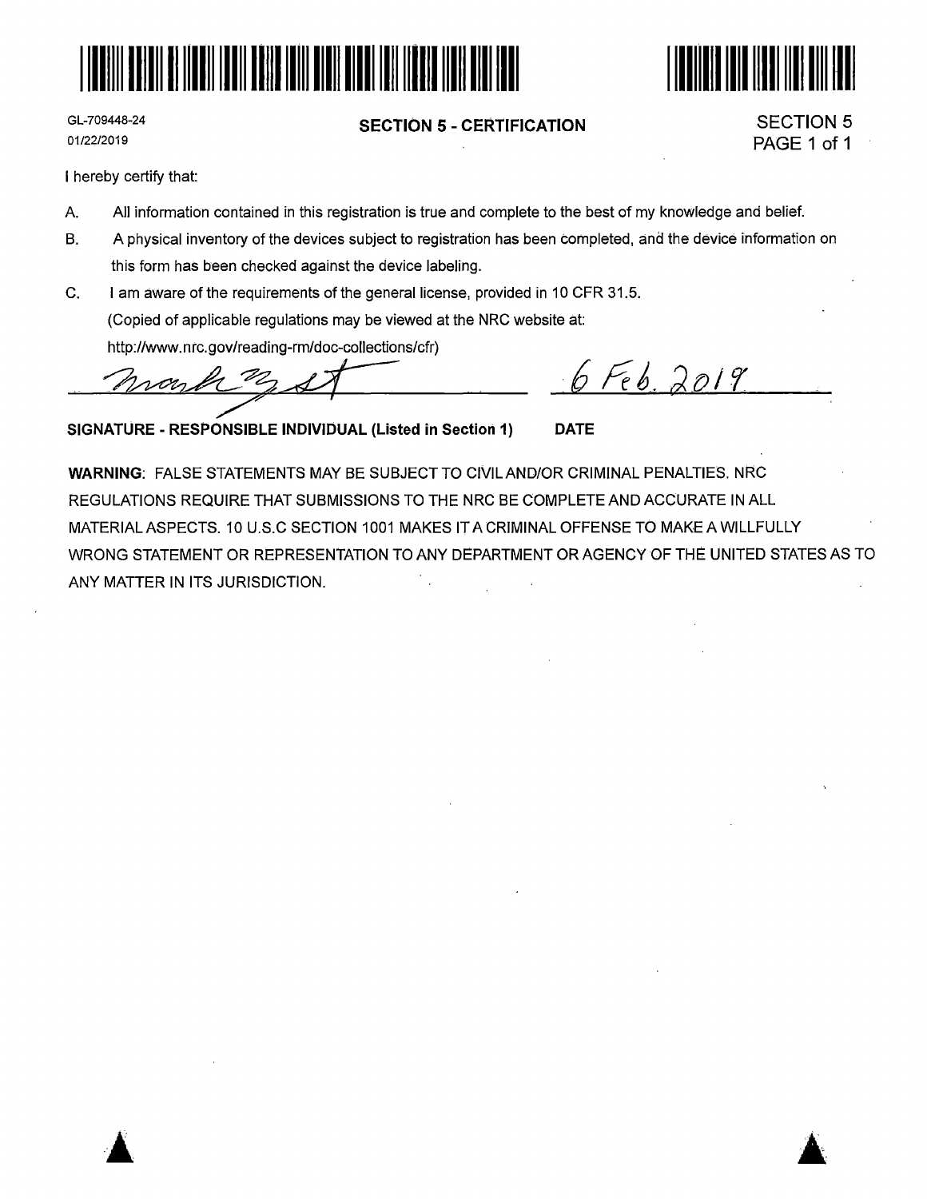GL-709448-24
01/22/2019

## SECTION 5 - CERTIFICATION

SECTION 5
PAGE 1 of 1

I hereby certify that:

A. All information contained in this registration is true and complete to the best of my knowledge and belief.

B. A physical inventory of the devices subject to registration has been completed, and the device information on this form has been checked against the device labeling.

C. I am aware of the requirements of the general license, provided in 10 CFR 31.5.
(Copied of applicable regulations may be viewed at the NRC website at: http://www.nrc.gov/reading-rm/doc-collections/cfr)

[Signature] 6 Feb. 2019

**SIGNATURE - RESPONSIBLE INDIVIDUAL (Listed in Section 1)** **DATE**

**WARNING**: FALSE STATEMENTS MAY BE SUBJECT TO CIVIL AND/OR CRIMINAL PENALTIES. NRC REGULATIONS REQUIRE THAT SUBMISSIONS TO THE NRC BE COMPLETE AND ACCURATE IN ALL MATERIAL ASPECTS. 10 U.S.C SECTION 1001 MAKES IT A CRIMINAL OFFENSE TO MAKE A WILLFULLY WRONG STATEMENT OR REPRESENTATION TO ANY DEPARTMENT OR AGENCY OF THE UNITED STATES AS TO ANY MATTER IN ITS JURISDICTION.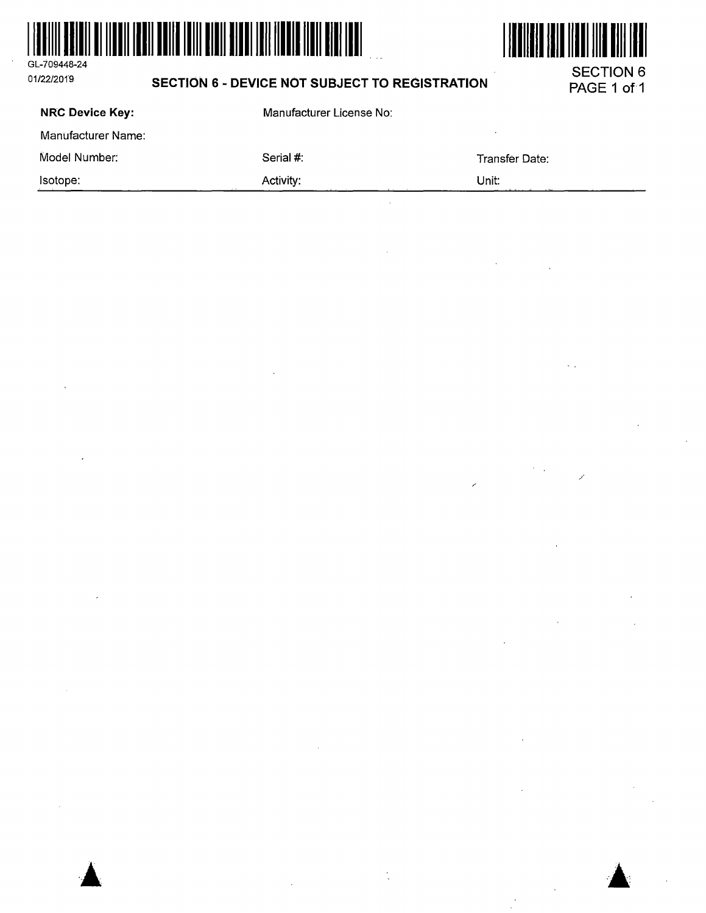GL-709448-24

01/22/2019

## SECTION 6 - DEVICE NOT SUBJECT TO REGISTRATION

SECTION 6

| | | |
|---|---|---|
| **NRC Device Key:** | Manufacturer License No: | |
| Manufacturer Name: | | |
| Model Number: | Serial #: | Transfer Date: |
| Isotope: | Activity: | Unit: |